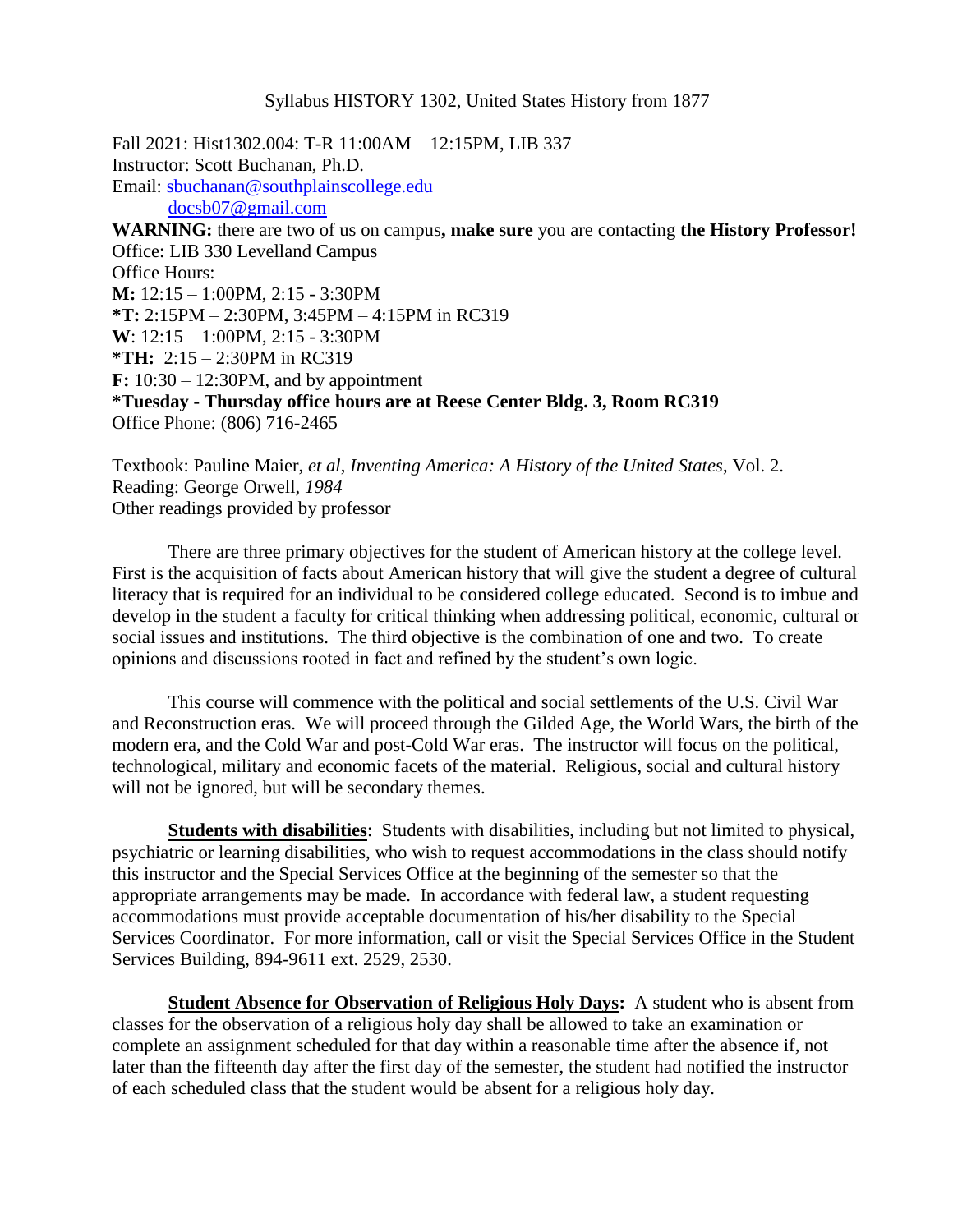Syllabus HISTORY 1302, United States History from 1877

Fall 2021: Hist1302.004: T-R 11:00AM – 12:15PM, LIB 337
Instructor: Scott Buchanan, Ph.D.
Email: sbuchanan@southplainscollege.edu
docsb07@gmail.com
**WARNING:** there are two of us on campus**, make sure** you are contacting **the History Professor!**
Office: LIB 330 Levelland Campus
Office Hours:
**M:** 12:15 – 1:00PM, 2:15 - 3:30PM
**\*T:** 2:15PM – 2:30PM, 3:45PM – 4:15PM in RC319
**W**: 12:15 – 1:00PM, 2:15 - 3:30PM
**\*TH:** 2:15 – 2:30PM in RC319
**F:** 10:30 – 12:30PM, and by appointment
**\*Tuesday - Thursday office hours are at Reese Center Bldg. 3, Room RC319**
Office Phone: (806) 716-2465

Textbook: Pauline Maier, *et al*, *Inventing America: A History of the United States*, Vol. 2.
Reading: George Orwell, *1984*
Other readings provided by professor

There are three primary objectives for the student of American history at the college level. First is the acquisition of facts about American history that will give the student a degree of cultural literacy that is required for an individual to be considered college educated. Second is to imbue and develop in the student a faculty for critical thinking when addressing political, economic, cultural or social issues and institutions. The third objective is the combination of one and two. To create opinions and discussions rooted in fact and refined by the student's own logic.

This course will commence with the political and social settlements of the U.S. Civil War and Reconstruction eras. We will proceed through the Gilded Age, the World Wars, the birth of the modern era, and the Cold War and post-Cold War eras. The instructor will focus on the political, technological, military and economic facets of the material. Religious, social and cultural history will not be ignored, but will be secondary themes.

**Students with disabilities**: Students with disabilities, including but not limited to physical, psychiatric or learning disabilities, who wish to request accommodations in the class should notify this instructor and the Special Services Office at the beginning of the semester so that the appropriate arrangements may be made. In accordance with federal law, a student requesting accommodations must provide acceptable documentation of his/her disability to the Special Services Coordinator. For more information, call or visit the Special Services Office in the Student Services Building, 894-9611 ext. 2529, 2530.

**Student Absence for Observation of Religious Holy Days:** A student who is absent from classes for the observation of a religious holy day shall be allowed to take an examination or complete an assignment scheduled for that day within a reasonable time after the absence if, not later than the fifteenth day after the first day of the semester, the student had notified the instructor of each scheduled class that the student would be absent for a religious holy day.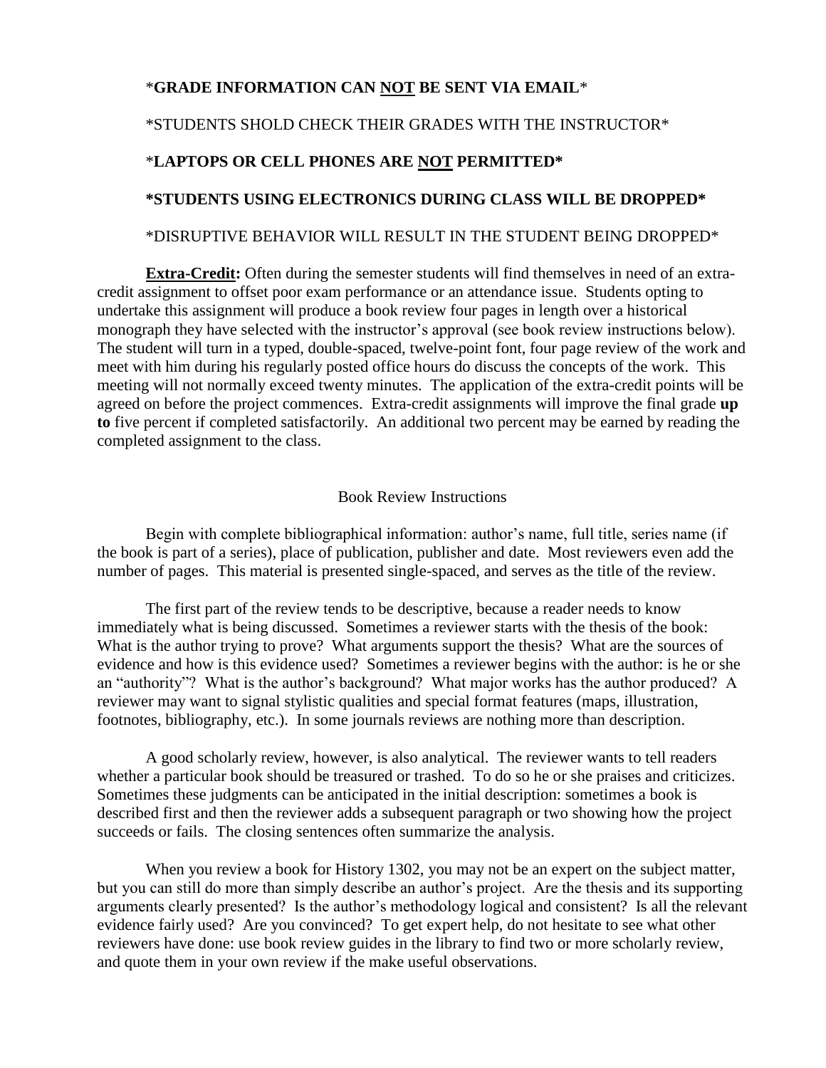*__GRADE INFORMATION CAN <u>NOT</u> BE SENT VIA EMAIL__*

*STUDENTS SHOLD CHECK THEIR GRADES WITH THE INSTRUCTOR*

***LAPTOPS OR CELL PHONES ARE <u>NOT</u> PERMITTED***

***STUDENTS USING ELECTRONICS DURING CLASS WILL BE DROPPED***

*DISRUPTIVE BEHAVIOR WILL RESULT IN THE STUDENT BEING DROPPED*

**<u>Extra-Credit</u>:** Often during the semester students will find themselves in need of an extra-credit assignment to offset poor exam performance or an attendance issue. Students opting to undertake this assignment will produce a book review four pages in length over a historical monograph they have selected with the instructor's approval (see book review instructions below). The student will turn in a typed, double-spaced, twelve-point font, four page review of the work and meet with him during his regularly posted office hours do discuss the concepts of the work. This meeting will not normally exceed twenty minutes. The application of the extra-credit points will be agreed on before the project commences. Extra-credit assignments will improve the final grade **up to** five percent if completed satisfactorily. An additional two percent may be earned by reading the completed assignment to the class.

## Book Review Instructions

Begin with complete bibliographical information: author's name, full title, series name (if the book is part of a series), place of publication, publisher and date. Most reviewers even add the number of pages. This material is presented single-spaced, and serves as the title of the review.

The first part of the review tends to be descriptive, because a reader needs to know immediately what is being discussed. Sometimes a reviewer starts with the thesis of the book: What is the author trying to prove? What arguments support the thesis? What are the sources of evidence and how is this evidence used? Sometimes a reviewer begins with the author: is he or she an "authority"? What is the author's background? What major works has the author produced? A reviewer may want to signal stylistic qualities and special format features (maps, illustration, footnotes, bibliography, etc.). In some journals reviews are nothing more than description.

A good scholarly review, however, is also analytical. The reviewer wants to tell readers whether a particular book should be treasured or trashed. To do so he or she praises and criticizes. Sometimes these judgments can be anticipated in the initial description: sometimes a book is described first and then the reviewer adds a subsequent paragraph or two showing how the project succeeds or fails. The closing sentences often summarize the analysis.

When you review a book for History 1302, you may not be an expert on the subject matter, but you can still do more than simply describe an author's project. Are the thesis and its supporting arguments clearly presented? Is the author's methodology logical and consistent? Is all the relevant evidence fairly used? Are you convinced? To get expert help, do not hesitate to see what other reviewers have done: use book review guides in the library to find two or more scholarly review, and quote them in your own review if the make useful observations.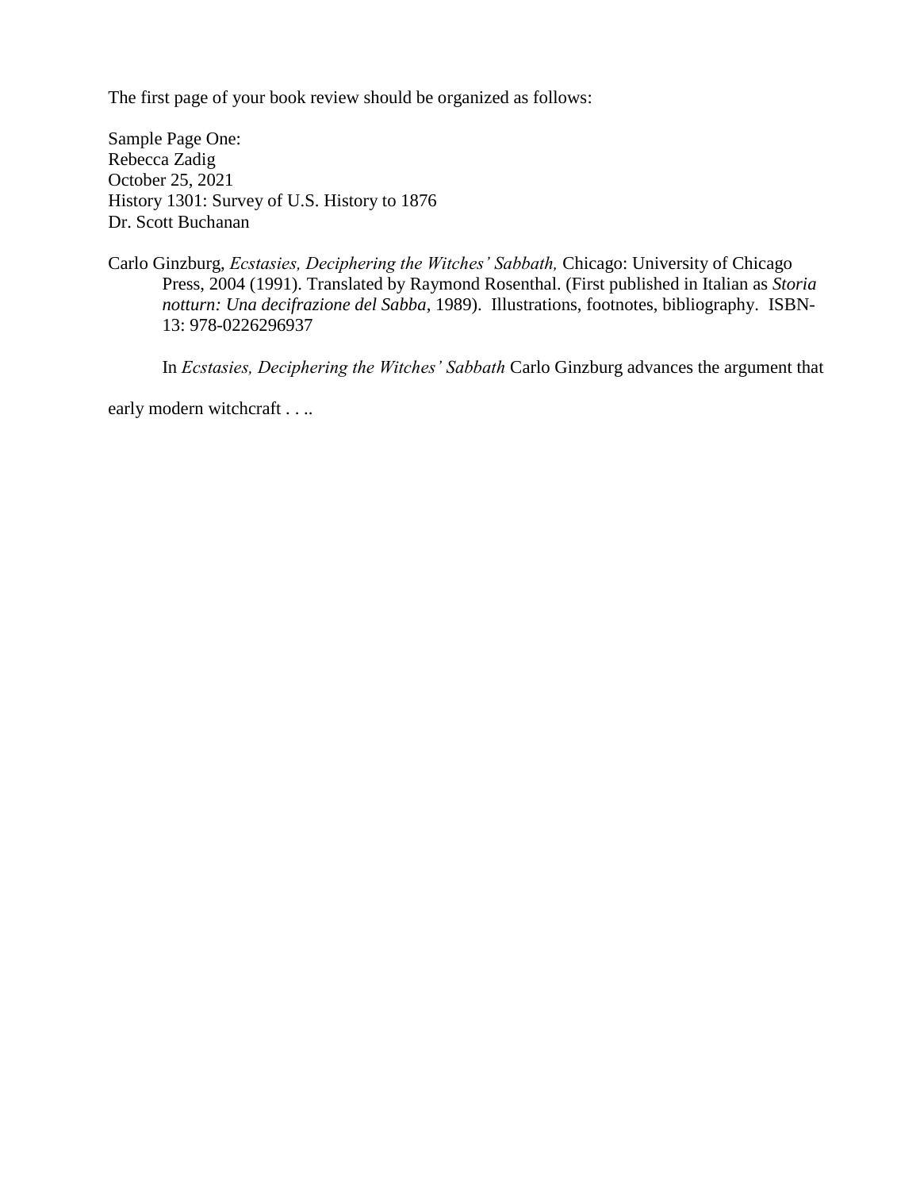The first page of your book review should be organized as follows:

Sample Page One:
Rebecca Zadig
October 25, 2021
History 1301: Survey of U.S. History to 1876
Dr. Scott Buchanan

Carlo Ginzburg, *Ecstasies, Deciphering the Witches' Sabbath,* Chicago: University of Chicago Press, 2004 (1991). Translated by Raymond Rosenthal. (First published in Italian as *Storia notturn: Una decifrazione del Sabba*, 1989). Illustrations, footnotes, bibliography. ISBN-13: 978-0226296937

In *Ecstasies, Deciphering the Witches' Sabbath* Carlo Ginzburg advances the argument that early modern witchcraft . . ..